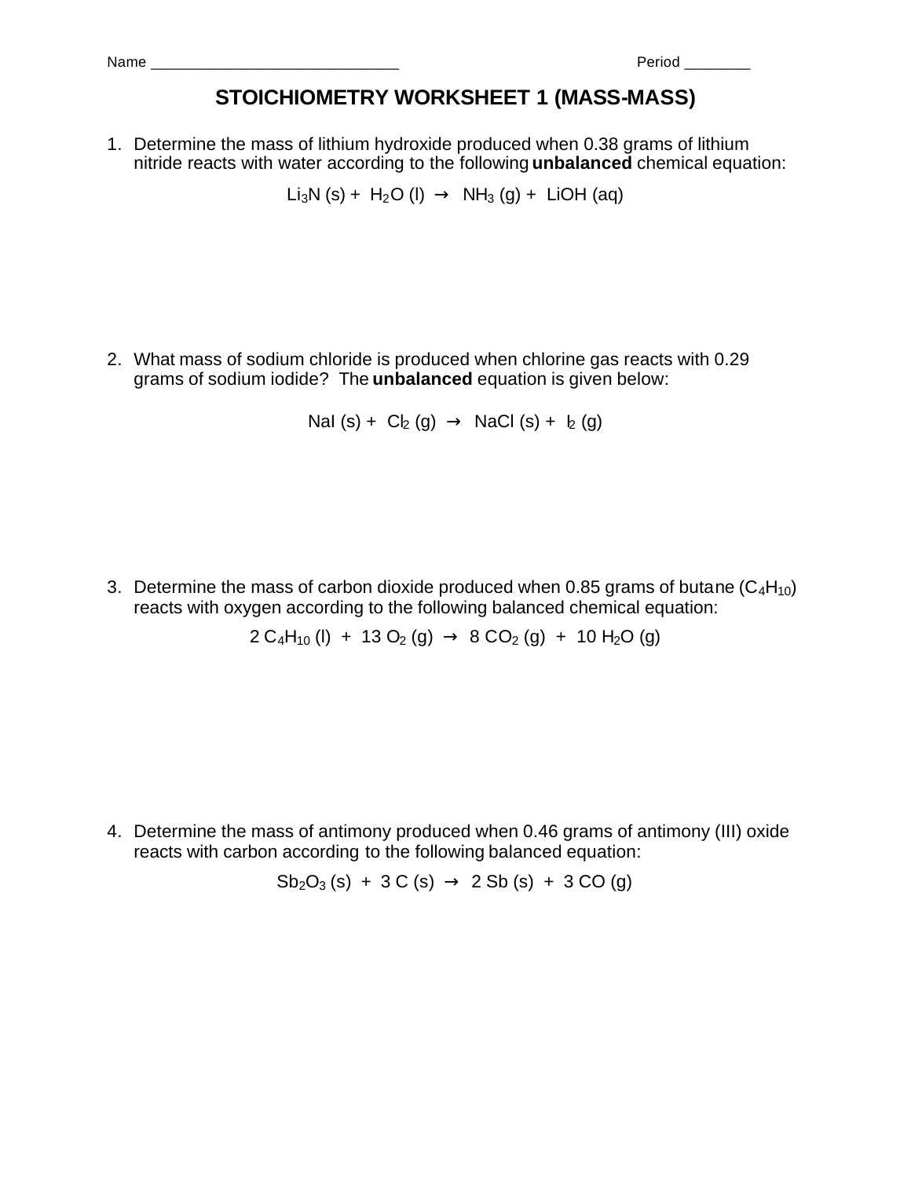Name ______________________________ Period ________

# STOICHIOMETRY WORKSHEET 1 (MASS-MASS)

1. Determine the mass of lithium hydroxide produced when 0.38 grams of lithium nitride reacts with water according to the following **unbalanced** chemical equation:

$$Li_3N\ (s) + H_2O\ (l) \rightarrow NH_3\ (g) + LiOH\ (aq)$$

2. What mass of sodium chloride is produced when chlorine gas reacts with 0.29 grams of sodium iodide? The **unbalanced** equation is given below:

$$NaI\ (s) + Cl_2\ (g) \rightarrow NaCl\ (s) + I_2\ (g)$$

3. Determine the mass of carbon dioxide produced when 0.85 grams of butane ($C_4H_{10}$) reacts with oxygen according to the following balanced chemical equation:

$$2\ C_4H_{10}\ (l) + 13\ O_2\ (g) \rightarrow 8\ CO_2\ (g) + 10\ H_2O\ (g)$$

4. Determine the mass of antimony produced when 0.46 grams of antimony (III) oxide reacts with carbon according to the following balanced equation:

$$Sb_2O_3\ (s) + 3\ C\ (s) \rightarrow 2\ Sb\ (s) + 3\ CO\ (g)$$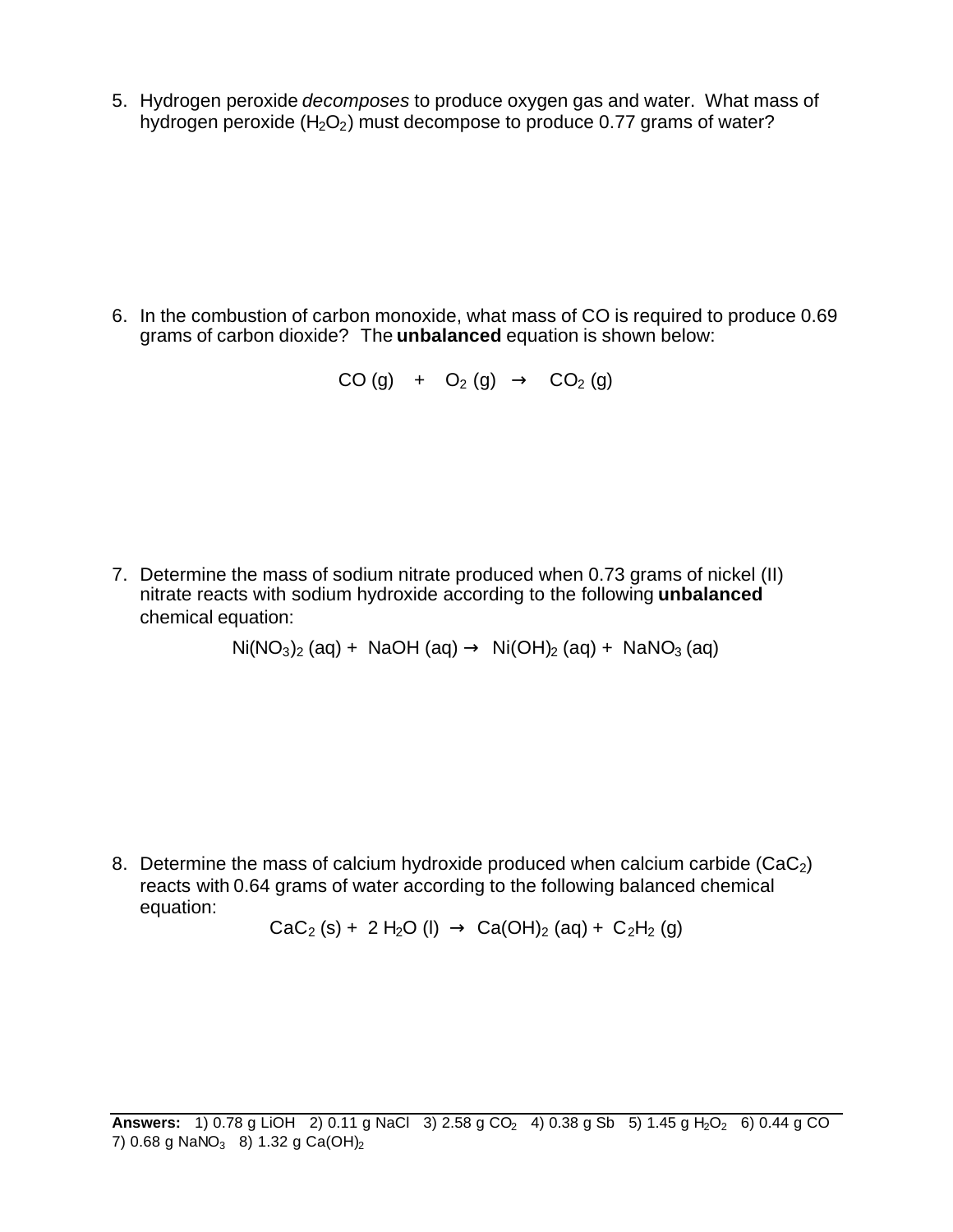5. Hydrogen peroxide *decomposes* to produce oxygen gas and water. What mass of hydrogen peroxide ($H_2O_2$) must decompose to produce 0.77 grams of water?

6. In the combustion of carbon monoxide, what mass of CO is required to produce 0.69 grams of carbon dioxide? The **unbalanced** equation is shown below:

$$CO\ (g) \quad + \quad O_2\ (g) \quad \rightarrow \quad CO_2\ (g)$$

7. Determine the mass of sodium nitrate produced when 0.73 grams of nickel (II) nitrate reacts with sodium hydroxide according to the following **unbalanced** chemical equation:

$$Ni(NO_3)_2\ (aq) + \ NaOH\ (aq) \rightarrow \ Ni(OH)_2\ (aq) + \ NaNO_3\ (aq)$$

8. Determine the mass of calcium hydroxide produced when calcium carbide ($CaC_2$) reacts with 0.64 grams of water according to the following balanced chemical equation:

$$CaC_2\ (s) + \ 2\ H_2O\ (l) \ \rightarrow \ Ca(OH)_2\ (aq) + \ C_2H_2\ (g)$$

---

**Answers:** 1) 0.78 g LiOH 2) 0.11 g NaCl 3) 2.58 g $CO_2$ 4) 0.38 g Sb 5) 1.45 g $H_2O_2$ 6) 0.44 g CO 7) 0.68 g $NaNO_3$ 8) 1.32 g $Ca(OH)_2$